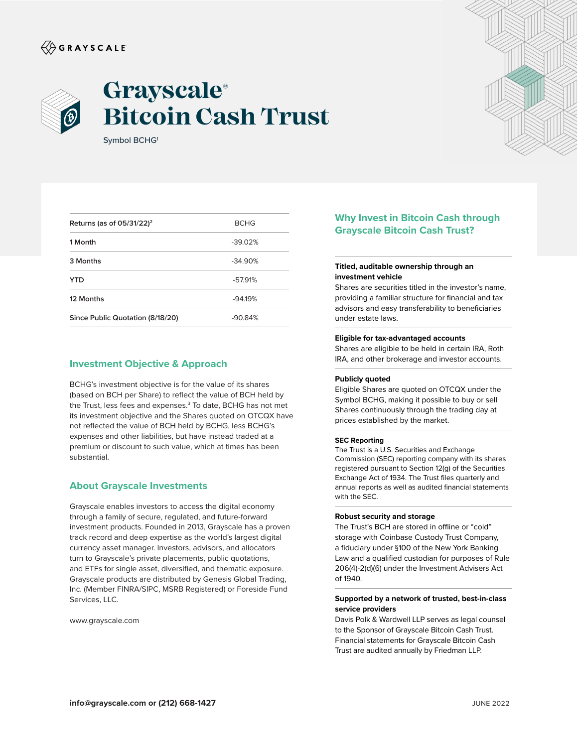GRAYSCALE

# Grayscale® Bitcoin Cash Trust

Symbol BCHG[1]

| Returns (as of 05/31/22)[2] | BCHG |
|---|---|
| 1 Month | -39.02% |
| 3 Months | -34.90% |
| YTD | -57.91% |
| 12 Months | -94.19% |
| Since Public Quotation (8/18/20) | -90.84% |

## Investment Objective & Approach

BCHG's investment objective is for the value of its shares (based on BCH per Share) to reflect the value of BCH held by the Trust, less fees and expenses.[3] To date, BCHG has not met its investment objective and the Shares quoted on OTCQX have not reflected the value of BCH held by BCHG, less BCHG's expenses and other liabilities, but have instead traded at a premium or discount to such value, which at times has been substantial.

## About Grayscale Investments

Grayscale enables investors to access the digital economy through a family of secure, regulated, and future-forward investment products. Founded in 2013, Grayscale has a proven track record and deep expertise as the world's largest digital currency asset manager. Investors, advisors, and allocators turn to Grayscale's private placements, public quotations, and ETFs for single asset, diversified, and thematic exposure. Grayscale products are distributed by Genesis Global Trading, Inc. (Member FINRA/SIPC, MSRB Registered) or Foreside Fund Services, LLC.

www.grayscale.com

## Why Invest in Bitcoin Cash through Grayscale Bitcoin Cash Trust?

**Titled, auditable ownership through an investment vehicle**
Shares are securities titled in the investor's name, providing a familiar structure for financial and tax advisors and easy transferability to beneficiaries under estate laws.

**Eligible for tax-advantaged accounts**
Shares are eligible to be held in certain IRA, Roth IRA, and other brokerage and investor accounts.

**Publicly quoted**
Eligible Shares are quoted on OTCQX under the Symbol BCHG, making it possible to buy or sell Shares continuously through the trading day at prices established by the market.

**SEC Reporting**
The Trust is a U.S. Securities and Exchange Commission (SEC) reporting company with its shares registered pursuant to Section 12(g) of the Securities Exchange Act of 1934. The Trust files quarterly and annual reports as well as audited financial statements with the SEC.

**Robust security and storage**
The Trust's BCH are stored in offline or "cold" storage with Coinbase Custody Trust Company, a fiduciary under §100 of the New York Banking Law and a qualified custodian for purposes of Rule 206(4)-2(d)(6) under the Investment Advisers Act of 1940.

**Supported by a network of trusted, best-in-class service providers**
Davis Polk & Wardwell LLP serves as legal counsel to the Sponsor of Grayscale Bitcoin Cash Trust. Financial statements for Grayscale Bitcoin Cash Trust are audited annually by Friedman LLP.

**info@grayscale.com or (212) 668-1427**

JUNE 2022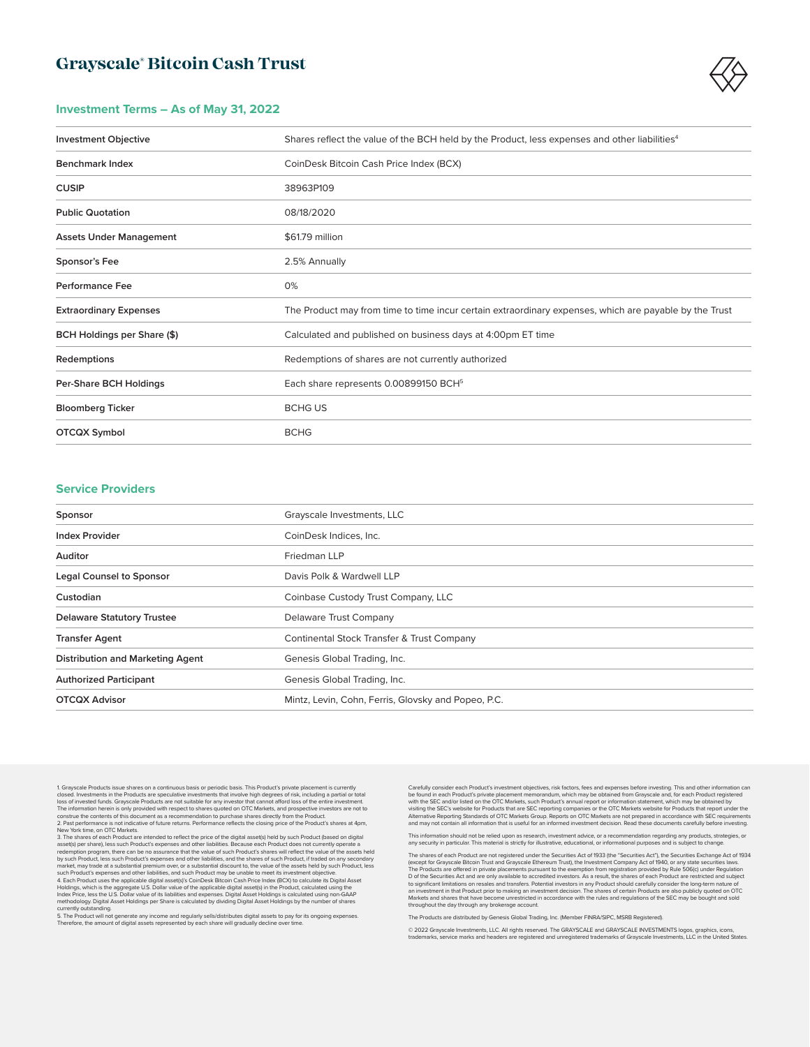# Grayscale® Bitcoin Cash Trust

## Investment Terms – As of May 31, 2022

| | |
|---|---|
| **Investment Objective** | Shares reflect the value of the BCH held by the Product, less expenses and other liabilities[4] |
| **Benchmark Index** | CoinDesk Bitcoin Cash Price Index (BCX) |
| **CUSIP** | 38963P109 |
| **Public Quotation** | 08/18/2020 |
| **Assets Under Management** | $61.79 million |
| **Sponsor's Fee** | 2.5% Annually |
| **Performance Fee** | 0% |
| **Extraordinary Expenses** | The Product may from time to time incur certain extraordinary expenses, which are payable by the Trust |
| **BCH Holdings per Share ($)** | Calculated and published on business days at 4:00pm ET time |
| **Redemptions** | Redemptions of shares are not currently authorized |
| **Per-Share BCH Holdings** | Each share represents 0.00899150 BCH[5] |
| **Bloomberg Ticker** | BCHG US |
| **OTCQX Symbol** | BCHG |

## Service Providers

| | |
|---|---|
| **Sponsor** | Grayscale Investments, LLC |
| **Index Provider** | CoinDesk Indices, Inc. |
| **Auditor** | Friedman LLP |
| **Legal Counsel to Sponsor** | Davis Polk & Wardwell LLP |
| **Custodian** | Coinbase Custody Trust Company, LLC |
| **Delaware Statutory Trustee** | Delaware Trust Company |
| **Transfer Agent** | Continental Stock Transfer & Trust Company |
| **Distribution and Marketing Agent** | Genesis Global Trading, Inc. |
| **Authorized Participant** | Genesis Global Trading, Inc. |
| **OTCQX Advisor** | Mintz, Levin, Cohn, Ferris, Glovsky and Popeo, P.C. |

1. Grayscale Products issue shares on a continuous basis or periodic basis. This Product's private placement is currently closed. Investments in the Products are speculative investments that involve high degrees of risk, including a partial or total loss of invested funds. Grayscale Products are not suitable for any investor that cannot afford loss of the entire investment. The information herein is only provided with respect to shares quoted on OTC Markets, and prospective investors are not to construe the contents of this document as a recommendation to purchase shares directly from the Product.
2. Past performance is not indicative of future returns. Performance reflects the closing price of the Product's shares at 4pm, New York time, on OTC Markets.
3. The shares of each Product are intended to reflect the price of the digital asset(s) held by such Product (based on digital asset(s) per share), less such Product's expenses and other liabilities. Because each Product does not currently operate a redemption program, there can be no assurance that the value of such Product's shares will reflect the value of the assets held by such Product, less such Product's expenses and other liabilities, and the shares of such Product, if traded on any secondary market, may trade at a substantial premium over, or a substantial discount to, the value of the assets held by such Product, less such Product's expenses and other liabilities, and such Product may be unable to meet its investment objective.
4. Each Product uses the applicable digital asset(s)'s CoinDesk Bitcoin Cash Price Index (BCX) to calculate its Digital Asset Holdings, which is the aggregate U.S. Dollar value of the applicable digital asset(s) in the Product, calculated using the Index Price, less the U.S. Dollar value of its liabilities and expenses. Digital Asset Holdings is calculated using non-GAAP methodology. Digital Asset Holdings per Share is calculated by dividing Digital Asset Holdings by the number of shares currently outstanding.
5. The Product will not generate any income and regularly sells/distributes digital assets to pay for its ongoing expenses. Therefore, the amount of digital assets represented by each share will gradually decline over time.

Carefully consider each Product's investment objectives, risk factors, fees and expenses before investing. This and other information can be found in each Product's private placement memorandum, which may be obtained from Grayscale and, for each Product registered with the SEC and/or listed on the OTC Markets, such Product's annual report or information statement, which may be obtained by visiting the SEC's website for Products that are SEC reporting companies or the OTC Markets website for Products that report under the Alternative Reporting Standards of OTC Markets Group. Reports on OTC Markets are not prepared in accordance with SEC requirements and may not contain all information that is useful for an informed investment decision. Read these documents carefully before investing.

This information should not be relied upon as research, investment advice, or a recommendation regarding any products, strategies, or any security in particular. This material is strictly for illustrative, educational, or informational purposes and is subject to change.

The shares of each Product are not registered under the Securities Act of 1933 (the "Securities Act"), the Securities Exchange Act of 1934 (except for Grayscale Bitcoin Trust and Grayscale Ethereum Trust), the Investment Company Act of 1940, or any state securities laws. The Products are offered in private placements pursuant to the exemption from registration provided by Rule 506(c) under Regulation D of the Securities Act and are only available to accredited investors. As a result, the shares of each Product are restricted and subject to significant limitations on resales and transfers. Potential investors in any Product should carefully consider the long-term nature of an investment in that Product prior to making an investment decision. The shares of certain Products are also publicly quoted on OTC Markets and shares that have become unrestricted in accordance with the rules and regulations of the SEC may be bought and sold throughout the day through any brokerage account.

The Products are distributed by Genesis Global Trading, Inc. (Member FINRA/SIPC, MSRB Registered).

© 2022 Grayscale Investments, LLC. All rights reserved. The GRAYSCALE and GRAYSCALE INVESTMENTS logos, graphics, icons, trademarks, service marks and headers are registered and unregistered trademarks of Grayscale Investments, LLC in the United States.